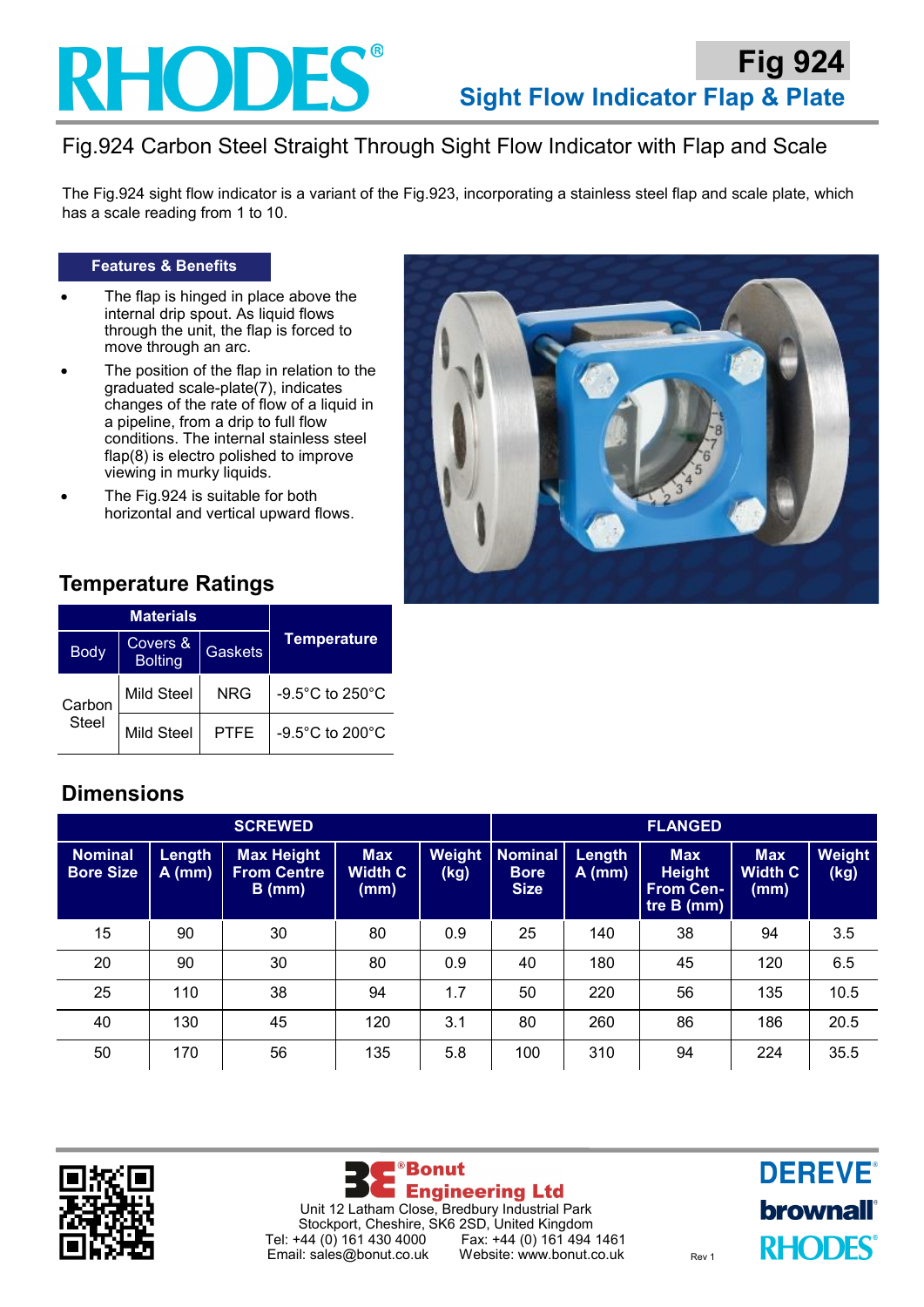# RHODES®

## Fig 924

## Sight Flow Indicator Flap & Plate

### Fig.924 Carbon Steel Straight Through Sight Flow Indicator with Flap and Scale

The Fig.924 sight flow indicator is a variant of the Fig.923, incorporating a stainless steel flap and scale plate, which has a scale reading from 1 to 10.

**Features & Benefits**

- The flap is hinged in place above the internal drip spout. As liquid flows through the unit, the flap is forced to move through an arc.
- The position of the flap in relation to the graduated scale-plate(7), indicates changes of the rate of flow of a liquid in a pipeline, from a drip to full flow conditions. The internal stainless steel flap(8) is electro polished to improve viewing in murky liquids.
- The Fig.924 is suitable for both horizontal and vertical upward flows.

## Temperature Ratings

| Materials | | | Temperature |
|---|---|---|---|
| Body | Covers & Bolting | Gaskets | |
| Carbon Steel | Mild Steel | NRG | -9.5°C to 250°C |
| | Mild Steel | PTFE | -9.5°C to 200°C |

## Dimensions

| SCREWED | | | | | FLANGED | | | | |
|---|---|---|---|---|---|---|---|---|---|
| Nominal Bore Size | Length A (mm) | Max Height From Centre B (mm) | Max Width C (mm) | Weight (kg) | Nominal Bore Size | Length A (mm) | Max Height From Centre B (mm) | Max Width C (mm) | Weight (kg) |
| 15 | 90 | 30 | 80 | 0.9 | 25 | 140 | 38 | 94 | 3.5 |
| 20 | 90 | 30 | 80 | 0.9 | 40 | 180 | 45 | 120 | 6.5 |
| 25 | 110 | 38 | 94 | 1.7 | 50 | 220 | 56 | 135 | 10.5 |
| 40 | 130 | 45 | 120 | 3.1 | 80 | 260 | 86 | 186 | 20.5 |
| 50 | 170 | 56 | 135 | 5.8 | 100 | 310 | 94 | 224 | 35.5 |

**Bonut Engineering Ltd**
Unit 12 Latham Close, Bredbury Industrial Park
Stockport, Cheshire, SK6 2SD, United Kingdom
Tel: +44 (0) 161 430 4000 Fax: +44 (0) 161 494 1461
Email: sales@bonut.co.uk Website: www.bonut.co.uk

Rev 1

DEREVE® brownall® RHODES®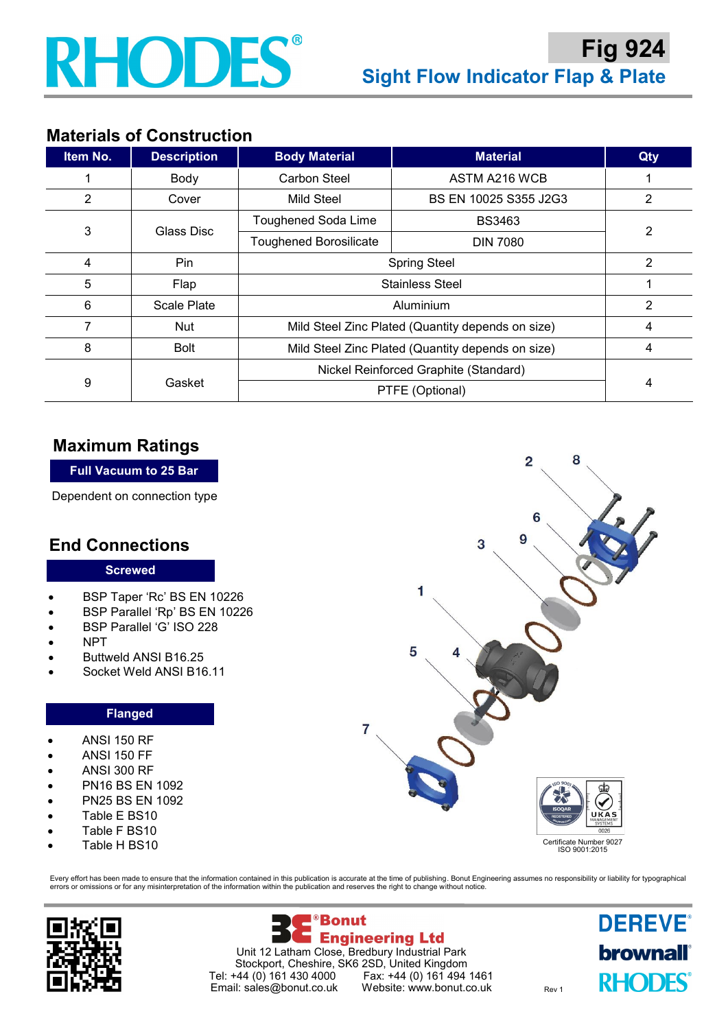# RHODES®

## Fig 924
## Sight Flow Indicator Flap & Plate

## Materials of Construction

| Item No. | Description | Body Material | Material | Qty |
|---|---|---|---|---|
| 1 | Body | Carbon Steel | ASTM A216 WCB | 1 |
| 2 | Cover | Mild Steel | BS EN 10025 S355 J2G3 | 2 |
| 3 | Glass Disc | Toughened Soda Lime | BS3463 | 2 |
| | | Toughened Borosilicate | DIN 7080 | |
| 4 | Pin | Spring Steel | | 2 |
| 5 | Flap | Stainless Steel | | 1 |
| 6 | Scale Plate | Aluminium | | 2 |
| 7 | Nut | Mild Steel Zinc Plated (Quantity depends on size) | | 4 |
| 8 | Bolt | Mild Steel Zinc Plated (Quantity depends on size) | | 4 |
| 9 | Gasket | Nickel Reinforced Graphite (Standard) | | 4 |
| | | PTFE (Optional) | | |

## Maximum Ratings

**Full Vacuum to 25 Bar**

Dependent on connection type

## End Connections

**Screwed**

- BSP Taper 'Rc' BS EN 10226
- BSP Parallel 'Rp' BS EN 10226
- BSP Parallel 'G' ISO 228
- NPT
- Buttweld ANSI B16.25
- Socket Weld ANSI B16.11

**Flanged**

- ANSI 150 RF
- ANSI 150 FF
- ANSI 300 RF
- PN16 BS EN 1092
- PN25 BS EN 1092
- Table E BS10
- Table F BS10
- Table H BS10

2 8 6 3 9 1 5 4 7

Certificate Number 9027
ISO 9001:2015

Every effort has been made to ensure that the information contained in this publication is accurate at the time of publishing. Bonut Engineering assumes no responsibility or liability for typographical errors or omissions or for any misinterpretation of the information within the publication and reserves the right to change without notice.

®Bonut Engineering Ltd
Unit 12 Latham Close, Bredbury Industrial Park
Stockport, Cheshire, SK6 2SD, United Kingdom
Tel: +44 (0) 161 430 4000 Fax: +44 (0) 161 494 1461
Email: sales@bonut.co.uk Website: www.bonut.co.uk

Rev 1

DEREVE® brownall® RHODES®